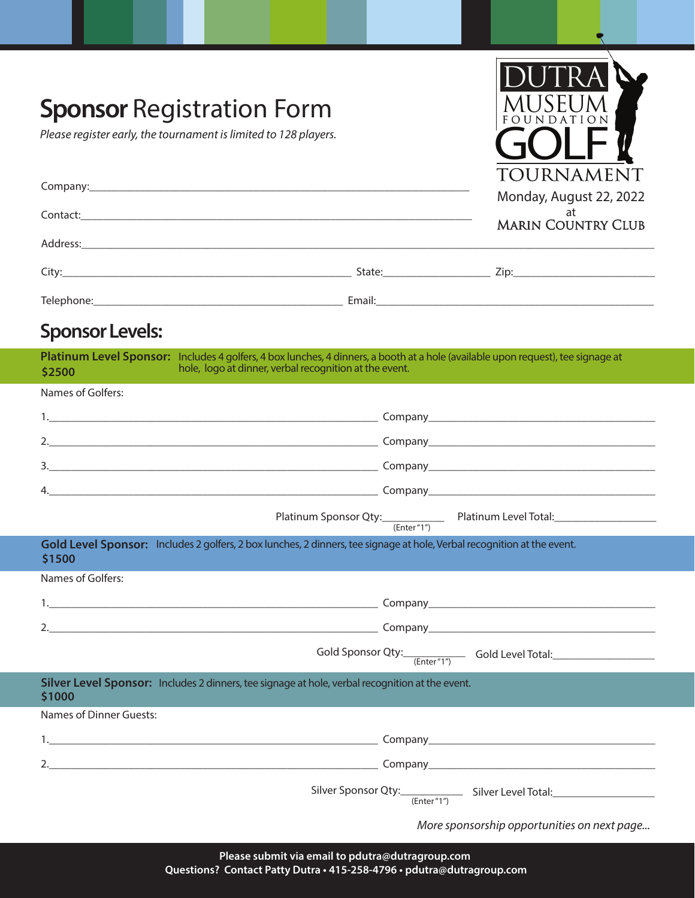# Sponsor Registration Form

*Please register early, the tournament is limited to 128 players.*

DUTRA MUSEUM FOUNDATION GOLF TOURNAMENT
Monday, August 22, 2022
at
MARIN COUNTRY CLUB

Company:\_\_\_\_\_\_\_\_\_\_\_\_\_\_\_\_\_\_\_\_\_\_\_\_\_\_\_\_\_\_\_\_\_\_\_\_\_\_\_\_

Contact:\_\_\_\_\_\_\_\_\_\_\_\_\_\_\_\_\_\_\_\_\_\_\_\_\_\_\_\_\_\_\_\_\_\_\_\_\_\_\_\_

Address:\_\_\_\_\_\_\_\_\_\_\_\_\_\_\_\_\_\_\_\_\_\_\_\_\_\_\_\_\_\_\_\_\_\_\_\_\_\_\_\_

City:\_\_\_\_\_\_\_\_\_\_\_\_\_\_\_\_\_\_\_\_ State:\_\_\_\_\_\_\_\_\_\_ Zip:\_\_\_\_\_\_\_\_\_\_

Telephone:\_\_\_\_\_\_\_\_\_\_\_\_\_\_\_\_\_\_\_\_ Email:\_\_\_\_\_\_\_\_\_\_\_\_\_\_\_\_\_\_\_\_

## Sponsor Levels:

**Platinum Level Sponsor: $2500** Includes 4 golfers, 4 box lunches, 4 dinners, a booth at a hole (available upon request), tee signage at hole, logo at dinner, verbal recognition at the event.

Names of Golfers:

1.\_\_\_\_\_\_\_\_\_\_\_\_\_\_\_\_\_\_\_\_ Company\_\_\_\_\_\_\_\_\_\_\_\_\_\_\_\_\_\_\_\_

2.\_\_\_\_\_\_\_\_\_\_\_\_\_\_\_\_\_\_\_\_ Company\_\_\_\_\_\_\_\_\_\_\_\_\_\_\_\_\_\_\_\_

3.\_\_\_\_\_\_\_\_\_\_\_\_\_\_\_\_\_\_\_\_ Company\_\_\_\_\_\_\_\_\_\_\_\_\_\_\_\_\_\_\_\_

4.\_\_\_\_\_\_\_\_\_\_\_\_\_\_\_\_\_\_\_\_ Company\_\_\_\_\_\_\_\_\_\_\_\_\_\_\_\_\_\_\_\_

Platinum Sponsor Qty:\_\_\_\_\_\_ (Enter "1") Platinum Level Total:\_\_\_\_\_\_\_\_\_\_

**Gold Level Sponsor: $1500** Includes 2 golfers, 2 box lunches, 2 dinners, tee signage at hole, Verbal recognition at the event.

Names of Golfers:

1.\_\_\_\_\_\_\_\_\_\_\_\_\_\_\_\_\_\_\_\_ Company\_\_\_\_\_\_\_\_\_\_\_\_\_\_\_\_\_\_\_\_

2.\_\_\_\_\_\_\_\_\_\_\_\_\_\_\_\_\_\_\_\_ Company\_\_\_\_\_\_\_\_\_\_\_\_\_\_\_\_\_\_\_\_

Gold Sponsor Qty:\_\_\_\_\_\_ (Enter "1") Gold Level Total:\_\_\_\_\_\_\_\_\_\_

**Silver Level Sponsor: $1000** Includes 2 dinners, tee signage at hole, verbal recognition at the event.

Names of Dinner Guests:

1.\_\_\_\_\_\_\_\_\_\_\_\_\_\_\_\_\_\_\_\_ Company\_\_\_\_\_\_\_\_\_\_\_\_\_\_\_\_\_\_\_\_

2.\_\_\_\_\_\_\_\_\_\_\_\_\_\_\_\_\_\_\_\_ Company\_\_\_\_\_\_\_\_\_\_\_\_\_\_\_\_\_\_\_\_

Silver Sponsor Qty:\_\_\_\_\_\_ (Enter "1") Silver Level Total:\_\_\_\_\_\_\_\_\_\_

*More sponsorship opportunities on next page...*

**Please submit via email to pdutra@dutragroup.com**
**Questions? Contact Patty Dutra • 415-258-4796 • pdutra@dutragroup.com**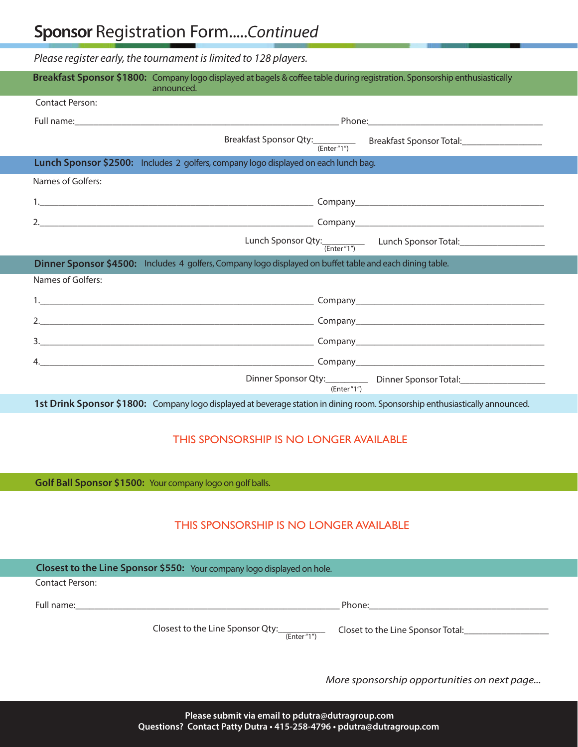# **Sponsor** Registration Form.....*Continued*

*Please register early, the tournament is limited to 128 players.*

**Breakfast Sponsor $1800:** Company logo displayed at bagels & coffee table during registration. Sponsorship enthusiastically announced.

Contact Person:

Full name:_______________________________________________ Phone:_______________________________

Breakfast Sponsor Qty:________ (Enter "1") Breakfast Sponsor Total:______________

**Lunch Sponsor $2500:** Includes 2 golfers, company logo displayed on each lunch bag.

Names of Golfers:

1.______________________________________________ Company___________________________________

2.______________________________________________ Company___________________________________

Lunch Sponsor Qty:________ (Enter "1") Lunch Sponsor Total:______________

**Dinner Sponsor $4500:** Includes 4 golfers, Company logo displayed on buffet table and each dining table.

Names of Golfers:

1.______________________________________________ Company___________________________________

2.______________________________________________ Company___________________________________

3.______________________________________________ Company___________________________________

4.______________________________________________ Company___________________________________

Dinner Sponsor Qty:________ (Enter "1") Dinner Sponsor Total:______________

**1st Drink Sponsor $1800:** Company logo displayed at beverage station in dining room. Sponsorship enthusiastically announced.

THIS SPONSORSHIP IS NO LONGER AVAILABLE

**Golf Ball Sponsor $1500:** Your company logo on golf balls.

THIS SPONSORSHIP IS NO LONGER AVAILABLE

**Closest to the Line Sponsor $550:** Your company logo displayed on hole.

Contact Person:

Full name:_______________________________________________ Phone:_______________________________

Closest to the Line Sponsor Qty:________ (Enter "1") Closet to the Line Sponsor Total:______________

*More sponsorship opportunities on next page...*

**Please submit via email to pdutra@dutragroup.com**
**Questions? Contact Patty Dutra • 415-258-4796 • pdutra@dutragroup.com**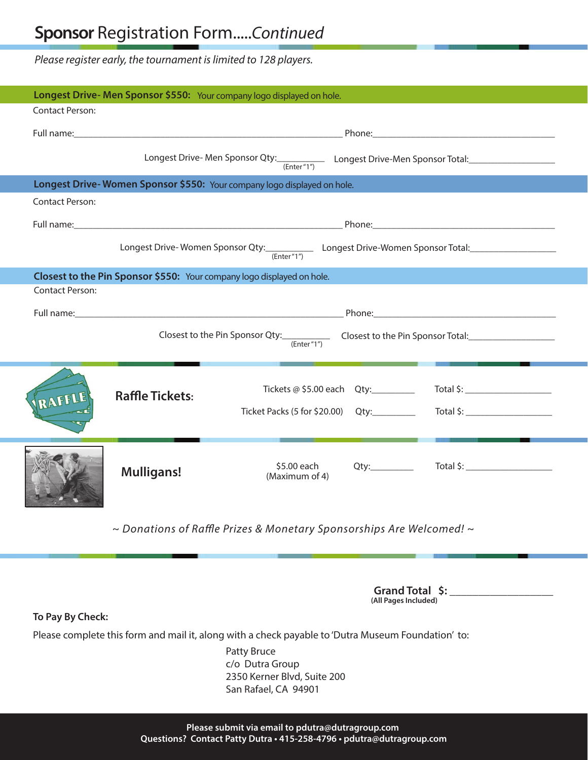# **Sponsor** Registration Form.....*Continued*

*Please register early, the tournament is limited to 128 players.*

**Longest Drive- Men Sponsor $550:** Your company logo displayed on hole.

Contact Person:

Full name:_______________________________________________ Phone:_________________________________

Longest Drive- Men Sponsor Qty:__________ (Enter "1") Longest Drive-Men Sponsor Total:_________________

**Longest Drive- Women Sponsor $550:** Your company logo displayed on hole.

Contact Person:

Full name:_______________________________________________ Phone:_________________________________

Longest Drive- Women Sponsor Qty:__________ (Enter "1") Longest Drive-Women Sponsor Total:_________________

**Closest to the Pin Sponsor $550:** Your company logo displayed on hole.

Contact Person:

Full name:_______________________________________________ Phone:_________________________________

Closest to the Pin Sponsor Qty:__________ (Enter "1") Closest to the Pin Sponsor Total:_________________

**Raffle Tickets:**

| | | |
|---|---|---|
| Tickets @ $5.00 each | Qty:_________ | Total $: _________________ |
| Ticket Packs (5 for $20.00) | Qty:_________ | Total $: _________________ |

**Mulligans!**

| | | |
|---|---|---|
| $5.00 each (Maximum of 4) | Qty:_________ | Total $: _________________ |

*~ Donations of Raffle Prizes & Monetary Sponsorships Are Welcomed! ~*

**Grand Total $:** ___________________
**(All Pages Included)**

**To Pay By Check:**

Please complete this form and mail it, along with a check payable to 'Dutra Museum Foundation' to:

Patty Bruce
c/o Dutra Group
2350 Kerner Blvd, Suite 200
San Rafael, CA 94901

**Please submit via email to pdutra@dutragroup.com**
**Questions? Contact Patty Dutra • 415-258-4796 • pdutra@dutragroup.com**